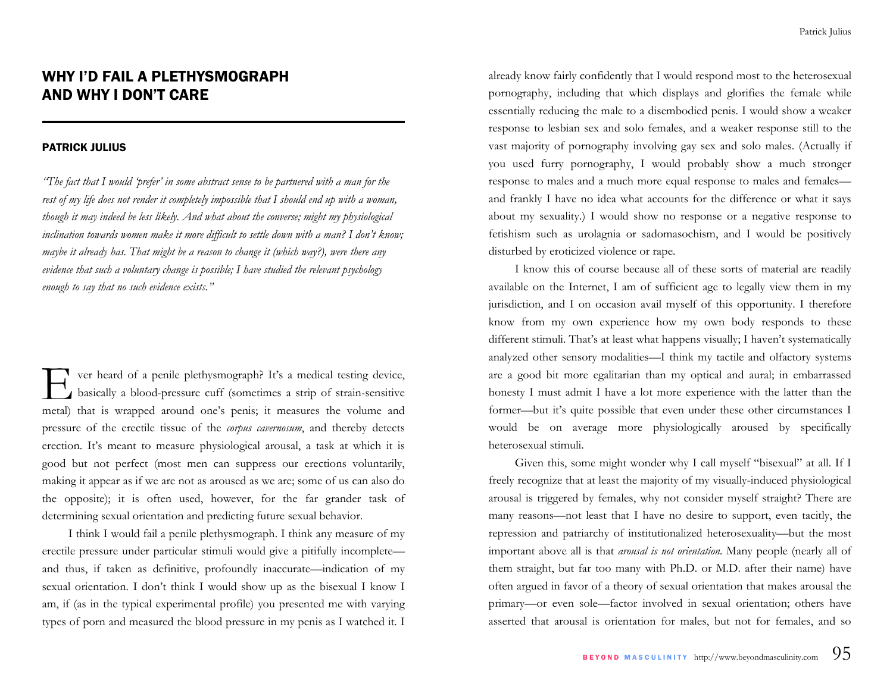# WHY I'D FAIL A PLETHYSMOGRAPH AND WHY I DON'T CARE

## PATRICK JULIUS

*"The fact that I would 'prefer' in some abstract sense to be partnered with a man for the rest of my life does not render it completely impossible that I should end up with a woman, though it may indeed be less likely. And what about the converse; might my physiological inclination towards women make it more difficult to settle down with a man? I don't know; maybe it already has. That might be a reason to change it (which way?), were there any evidence that such a voluntary change is possible; I have studied the relevant psychology enough to say that no such evidence exists."*

Ever heard of a penile plethysmograph? It's a medical testing device, basically a blood-pressure cuff (sometimes a strip of strain-sensitive metal) that is wrapped around one's penis; it measures the volume and pressure of the erectile tissue of the *corpus cavernosum*, and thereby detects erection. It's meant to measure physiological arousal, a task at which it is good but not perfect (most men can suppress our erections voluntarily, making it appear as if we are not as aroused as we are; some of us can also do the opposite); it is often used, however, for the far grander task of determining sexual orientation and predicting future sexual behavior.

I think I would fail a penile plethysmograph. I think any measure of my erectile pressure under particular stimuli would give a pitifully incomplete—and thus, if taken as definitive, profoundly inaccurate—indication of my sexual orientation. I don't think I would show up as the bisexual I know I am, if (as in the typical experimental profile) you presented me with varying types of porn and measured the blood pressure in my penis as I watched it. I already know fairly confidently that I would respond most to the heterosexual pornography, including that which displays and glorifies the female while essentially reducing the male to a disembodied penis. I would show a weaker response to lesbian sex and solo females, and a weaker response still to the vast majority of pornography involving gay sex and solo males. (Actually if you used furry pornography, I would probably show a much stronger response to males and a much more equal response to males and females—and frankly I have no idea what accounts for the difference or what it says about my sexuality.) I would show no response or a negative response to fetishism such as urolagnia or sadomasochism, and I would be positively disturbed by eroticized violence or rape.

I know this of course because all of these sorts of material are readily available on the Internet, I am of sufficient age to legally view them in my jurisdiction, and I on occasion avail myself of this opportunity. I therefore know from my own experience how my own body responds to these different stimuli. That's at least what happens visually; I haven't systematically analyzed other sensory modalities—I think my tactile and olfactory systems are a good bit more egalitarian than my optical and aural; in embarrassed honesty I must admit I have a lot more experience with the latter than the former—but it's quite possible that even under these other circumstances I would be on average more physiologically aroused by specifically heterosexual stimuli.

Given this, some might wonder why I call myself "bisexual" at all. If I freely recognize that at least the majority of my visually-induced physiological arousal is triggered by females, why not consider myself straight? There are many reasons—not least that I have no desire to support, even tacitly, the repression and patriarchy of institutionalized heterosexuality—but the most important above all is that *arousal is not orientation.* Many people (nearly all of them straight, but far too many with Ph.D. or M.D. after their name) have often argued in favor of a theory of sexual orientation that makes arousal the primary—or even sole—factor involved in sexual orientation; others have asserted that arousal is orientation for males, but not for females, and so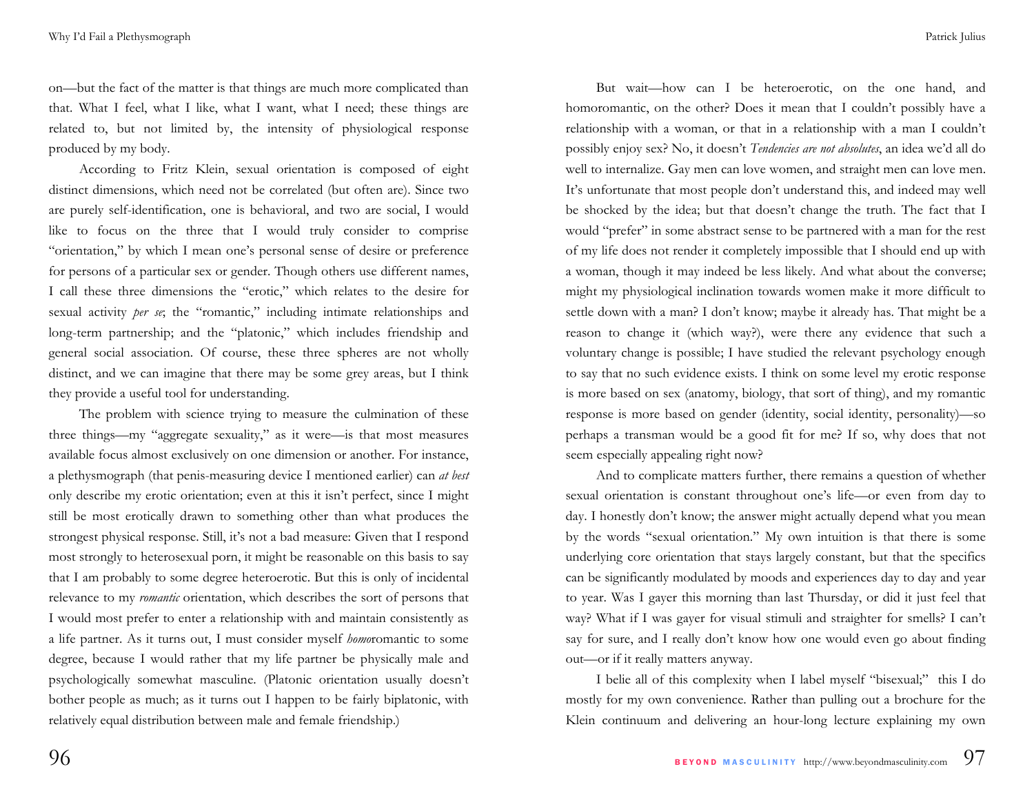on—but the fact of the matter is that things are much more complicated than that. What I feel, what I like, what I want, what I need; these things are related to, but not limited by, the intensity of physiological response produced by my body.

According to Fritz Klein, sexual orientation is composed of eight distinct dimensions, which need not be correlated (but often are). Since two are purely self-identification, one is behavioral, and two are social, I would like to focus on the three that I would truly consider to comprise "orientation," by which I mean one's personal sense of desire or preference for persons of a particular sex or gender. Though others use different names, I call these three dimensions the "erotic," which relates to the desire for sexual activity *per se*; the "romantic," including intimate relationships and long-term partnership; and the "platonic," which includes friendship and general social association. Of course, these three spheres are not wholly distinct, and we can imagine that there may be some grey areas, but I think they provide a useful tool for understanding.

The problem with science trying to measure the culmination of these three things—my "aggregate sexuality," as it were—is that most measures available focus almost exclusively on one dimension or another. For instance, a plethysmograph (that penis-measuring device I mentioned earlier) can *at best* only describe my erotic orientation; even at this it isn't perfect, since I might still be most erotically drawn to something other than what produces the strongest physical response. Still, it's not a bad measure: Given that I respond most strongly to heterosexual porn, it might be reasonable on this basis to say that I am probably to some degree heteroerotic. But this is only of incidental relevance to my *romantic* orientation, which describes the sort of persons that I would most prefer to enter a relationship with and maintain consistently as a life partner. As it turns out, I must consider myself *homo*romantic to some degree, because I would rather that my life partner be physically male and psychologically somewhat masculine. (Platonic orientation usually doesn't bother people as much; as it turns out I happen to be fairly biplatonic, with relatively equal distribution between male and female friendship.)

But wait—how can I be heteroerotic, on the one hand, and homoromantic, on the other? Does it mean that I couldn't possibly have a relationship with a woman, or that in a relationship with a man I couldn't possibly enjoy sex? No, it doesn't *Tendencies are not absolutes*, an idea we'd all do well to internalize. Gay men can love women, and straight men can love men. It's unfortunate that most people don't understand this, and indeed may well be shocked by the idea; but that doesn't change the truth. The fact that I would "prefer" in some abstract sense to be partnered with a man for the rest of my life does not render it completely impossible that I should end up with a woman, though it may indeed be less likely. And what about the converse; might my physiological inclination towards women make it more difficult to settle down with a man? I don't know; maybe it already has. That might be a reason to change it (which way?), were there any evidence that such a voluntary change is possible; I have studied the relevant psychology enough to say that no such evidence exists. I think on some level my erotic response is more based on sex (anatomy, biology, that sort of thing), and my romantic response is more based on gender (identity, social identity, personality)—so perhaps a transman would be a good fit for me? If so, why does that not seem especially appealing right now?

And to complicate matters further, there remains a question of whether sexual orientation is constant throughout one's life—or even from day to day. I honestly don't know; the answer might actually depend what you mean by the words "sexual orientation." My own intuition is that there is some underlying core orientation that stays largely constant, but that the specifics can be significantly modulated by moods and experiences day to day and year to year. Was I gayer this morning than last Thursday, or did it just feel that way? What if I was gayer for visual stimuli and straighter for smells? I can't say for sure, and I really don't know how one would even go about finding out—or if it really matters anyway.

I belie all of this complexity when I label myself "bisexual;" this I do mostly for my own convenience. Rather than pulling out a brochure for the Klein continuum and delivering an hour-long lecture explaining my own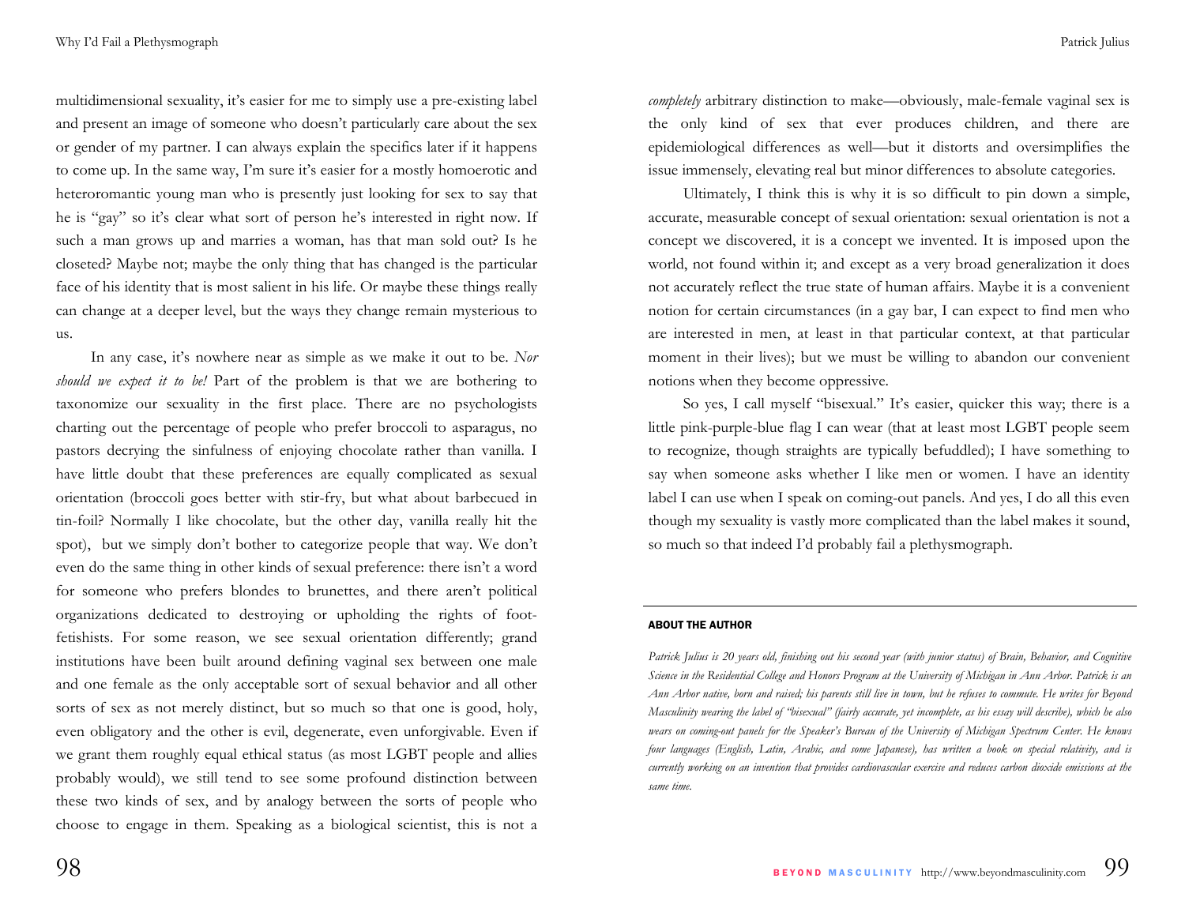multidimensional sexuality, it's easier for me to simply use a pre-existing label and present an image of someone who doesn't particularly care about the sex or gender of my partner. I can always explain the specifics later if it happens to come up. In the same way, I'm sure it's easier for a mostly homoerotic and heteroromantic young man who is presently just looking for sex to say that he is "gay" so it's clear what sort of person he's interested in right now. If such a man grows up and marries a woman, has that man sold out? Is he closeted? Maybe not; maybe the only thing that has changed is the particular face of his identity that is most salient in his life. Or maybe these things really can change at a deeper level, but the ways they change remain mysterious to us.

In any case, it's nowhere near as simple as we make it out to be. *Nor should we expect it to be!* Part of the problem is that we are bothering to taxonomize our sexuality in the first place. There are no psychologists charting out the percentage of people who prefer broccoli to asparagus, no pastors decrying the sinfulness of enjoying chocolate rather than vanilla. I have little doubt that these preferences are equally complicated as sexual orientation (broccoli goes better with stir-fry, but what about barbecued in tin-foil? Normally I like chocolate, but the other day, vanilla really hit the spot), but we simply don't bother to categorize people that way. We don't even do the same thing in other kinds of sexual preference: there isn't a word for someone who prefers blondes to brunettes, and there aren't political organizations dedicated to destroying or upholding the rights of foot-fetishists. For some reason, we see sexual orientation differently; grand institutions have been built around defining vaginal sex between one male and one female as the only acceptable sort of sexual behavior and all other sorts of sex as not merely distinct, but so much so that one is good, holy, even obligatory and the other is evil, degenerate, even unforgivable. Even if we grant them roughly equal ethical status (as most LGBT people and allies probably would), we still tend to see some profound distinction between these two kinds of sex, and by analogy between the sorts of people who choose to engage in them. Speaking as a biological scientist, this is not a *completely* arbitrary distinction to make—obviously, male-female vaginal sex is the only kind of sex that ever produces children, and there are epidemiological differences as well—but it distorts and oversimplifies the issue immensely, elevating real but minor differences to absolute categories.

Ultimately, I think this is why it is so difficult to pin down a simple, accurate, measurable concept of sexual orientation: sexual orientation is not a concept we discovered, it is a concept we invented. It is imposed upon the world, not found within it; and except as a very broad generalization it does not accurately reflect the true state of human affairs. Maybe it is a convenient notion for certain circumstances (in a gay bar, I can expect to find men who are interested in men, at least in that particular context, at that particular moment in their lives); but we must be willing to abandon our convenient notions when they become oppressive.

So yes, I call myself "bisexual." It's easier, quicker this way; there is a little pink-purple-blue flag I can wear (that at least most LGBT people seem to recognize, though straights are typically befuddled); I have something to say when someone asks whether I like men or women. I have an identity label I can use when I speak on coming-out panels. And yes, I do all this even though my sexuality is vastly more complicated than the label makes it sound, so much so that indeed I'd probably fail a plethysmograph.

---

**ABOUT THE AUTHOR**

*Patrick Julius is 20 years old, finishing out his second year (with junior status) of Brain, Behavior, and Cognitive Science in the Residential College and Honors Program at the University of Michigan in Ann Arbor. Patrick is an Ann Arbor native, born and raised; his parents still live in town, but he refuses to commute. He writes for Beyond Masculinity wearing the label of "bisexual" (fairly accurate, yet incomplete, as his essay will describe), which he also wears on coming-out panels for the Speaker's Bureau of the University of Michigan Spectrum Center. He knows four languages (English, Latin, Arabic, and some Japanese), has written a book on special relativity, and is currently working on an invention that provides cardiovascular exercise and reduces carbon dioxide emissions at the same time.*